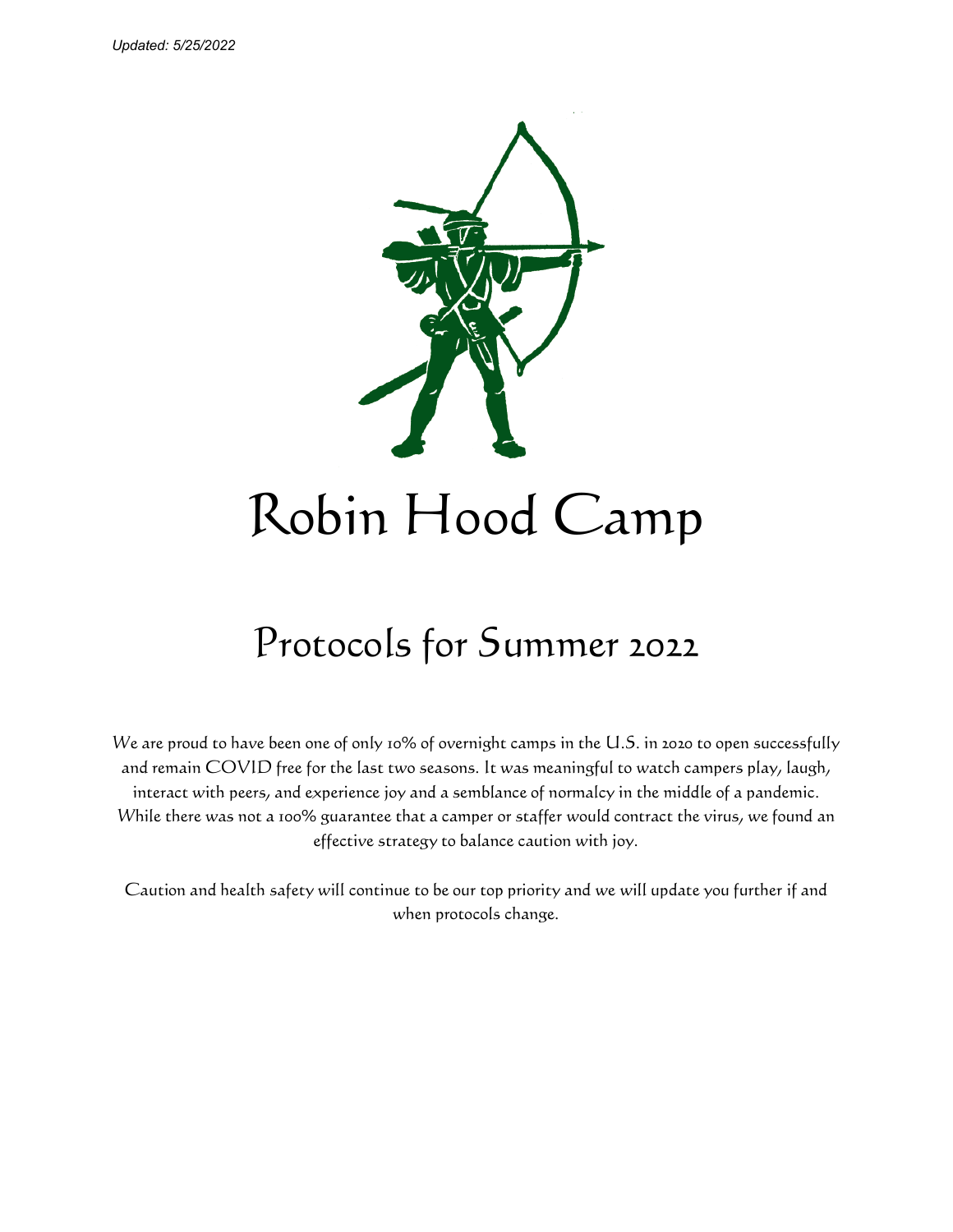*Updated: 5/25/2022*

# Robin Hood Camp

## Protocols for Summer 2022

We are proud to have been one of only 10% of overnight camps in the U.S. in 2020 to open successfully and remain COVID free for the last two seasons. It was meaningful to watch campers play, laugh, interact with peers, and experience joy and a semblance of normalcy in the middle of a pandemic. While there was not a 100% guarantee that a camper or staffer would contract the virus, we found an effective strategy to balance caution with joy.

Caution and health safety will continue to be our top priority and we will update you further if and when protocols change.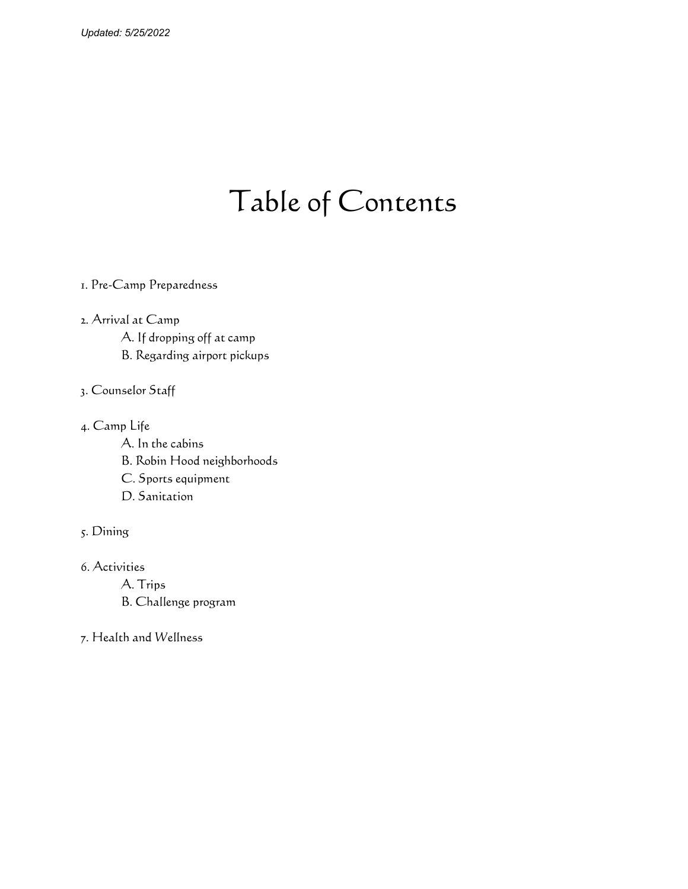*Updated: 5/25/2022*

# Table of Contents

1. Pre-Camp Preparedness

2. Arrival at Camp
   - A. If dropping off at camp
   - B. Regarding airport pickups

3. Counselor Staff

4. Camp Life
   - A. In the cabins
   - B. Robin Hood neighborhoods
   - C. Sports equipment
   - D. Sanitation

5. Dining

6. Activities
   - A. Trips
   - B. Challenge program

7. Health and Wellness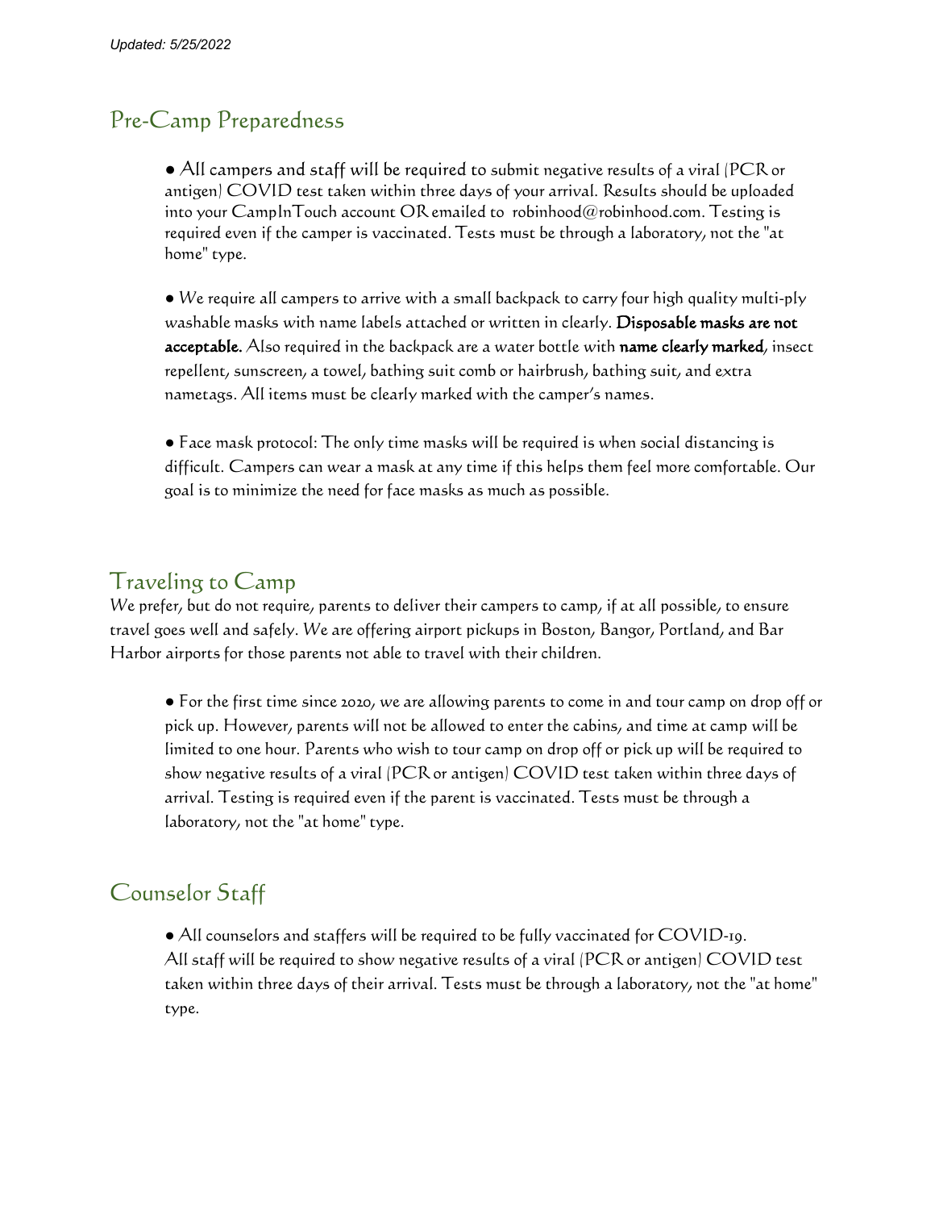*Updated: 5/25/2022*

## Pre-Camp Preparedness

- All campers and staff will be required to submit negative results of a viral (PCR or antigen) COVID test taken within three days of your arrival. Results should be uploaded into your CampInTouch account OR emailed to robinhood@robinhood.com. Testing is required even if the camper is vaccinated. Tests must be through a laboratory, not the "at home" type.

- We require all campers to arrive with a small backpack to carry four high quality multi-ply washable masks with name labels attached or written in clearly. **Disposable masks are not acceptable.** Also required in the backpack are a water bottle with **name clearly marked**, insect repellent, sunscreen, a towel, bathing suit comb or hairbrush, bathing suit, and extra nametags. All items must be clearly marked with the camper's names.

- Face mask protocol: The only time masks will be required is when social distancing is difficult. Campers can wear a mask at any time if this helps them feel more comfortable. Our goal is to minimize the need for face masks as much as possible.

## Traveling to Camp

We prefer, but do not require, parents to deliver their campers to camp, if at all possible, to ensure travel goes well and safely. We are offering airport pickups in Boston, Bangor, Portland, and Bar Harbor airports for those parents not able to travel with their children.

- For the first time since 2020, we are allowing parents to come in and tour camp on drop off or pick up. However, parents will not be allowed to enter the cabins, and time at camp will be limited to one hour. Parents who wish to tour camp on drop off or pick up will be required to show negative results of a viral (PCR or antigen) COVID test taken within three days of arrival. Testing is required even if the parent is vaccinated. Tests must be through a laboratory, not the "at home" type.

## Counselor Staff

- All counselors and staffers will be required to be fully vaccinated for COVID-19.
  All staff will be required to show negative results of a viral (PCR or antigen) COVID test taken within three days of their arrival. Tests must be through a laboratory, not the "at home" type.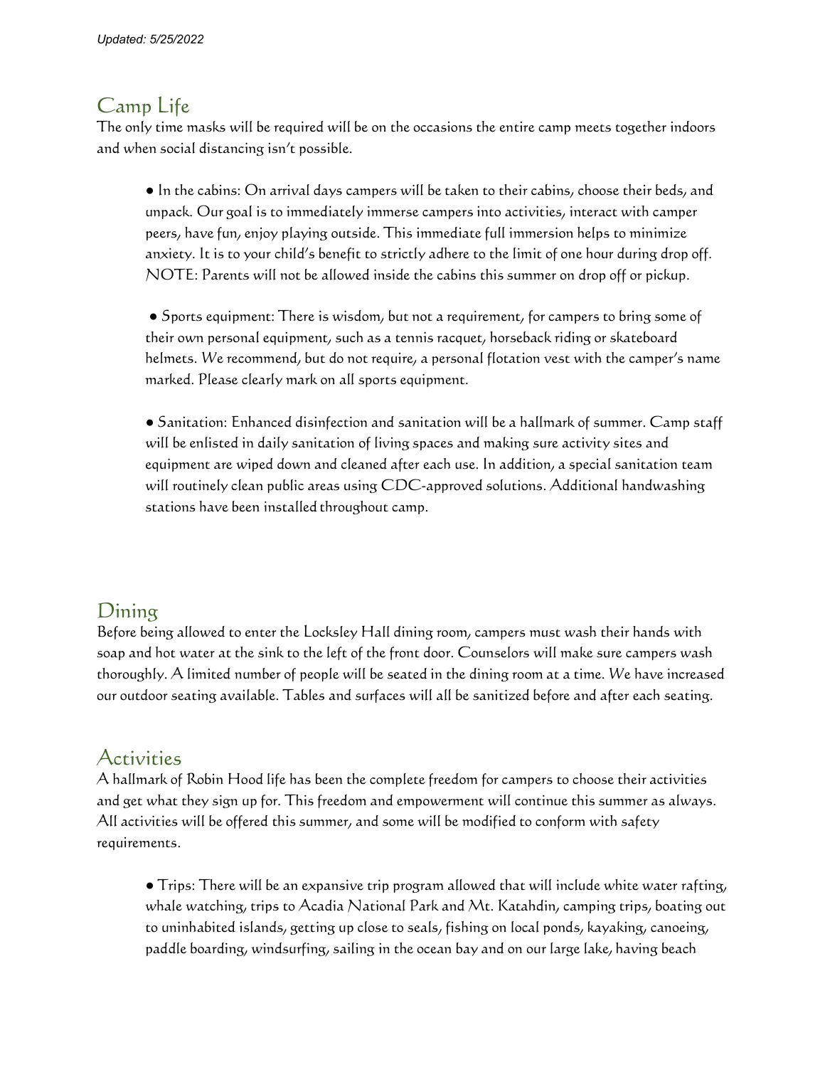*Updated: 5/25/2022*

## Camp Life

The only time masks will be required will be on the occasions the entire camp meets together indoors and when social distancing isn't possible.

- In the cabins: On arrival days campers will be taken to their cabins, choose their beds, and unpack. Our goal is to immediately immerse campers into activities, interact with camper peers, have fun, enjoy playing outside. This immediate full immersion helps to minimize anxiety. It is to your child's benefit to strictly adhere to the limit of one hour during drop off. NOTE: Parents will not be allowed inside the cabins this summer on drop off or pickup.

- Sports equipment: There is wisdom, but not a requirement, for campers to bring some of their own personal equipment, such as a tennis racquet, horseback riding or skateboard helmets. We recommend, but do not require, a personal flotation vest with the camper's name marked. Please clearly mark on all sports equipment.

- Sanitation: Enhanced disinfection and sanitation will be a hallmark of summer. Camp staff will be enlisted in daily sanitation of living spaces and making sure activity sites and equipment are wiped down and cleaned after each use. In addition, a special sanitation team will routinely clean public areas using CDC-approved solutions. Additional handwashing stations have been installed throughout camp.

## Dining

Before being allowed to enter the Locksley Hall dining room, campers must wash their hands with soap and hot water at the sink to the left of the front door. Counselors will make sure campers wash thoroughly. A limited number of people will be seated in the dining room at a time. We have increased our outdoor seating available. Tables and surfaces will all be sanitized before and after each seating.

## Activities

A hallmark of Robin Hood life has been the complete freedom for campers to choose their activities and get what they sign up for. This freedom and empowerment will continue this summer as always. All activities will be offered this summer, and some will be modified to conform with safety requirements.

- Trips: There will be an expansive trip program allowed that will include white water rafting, whale watching, trips to Acadia National Park and Mt. Katahdin, camping trips, boating out to uninhabited islands, getting up close to seals, fishing on local ponds, kayaking, canoeing, paddle boarding, windsurfing, sailing in the ocean bay and on our large lake, having beach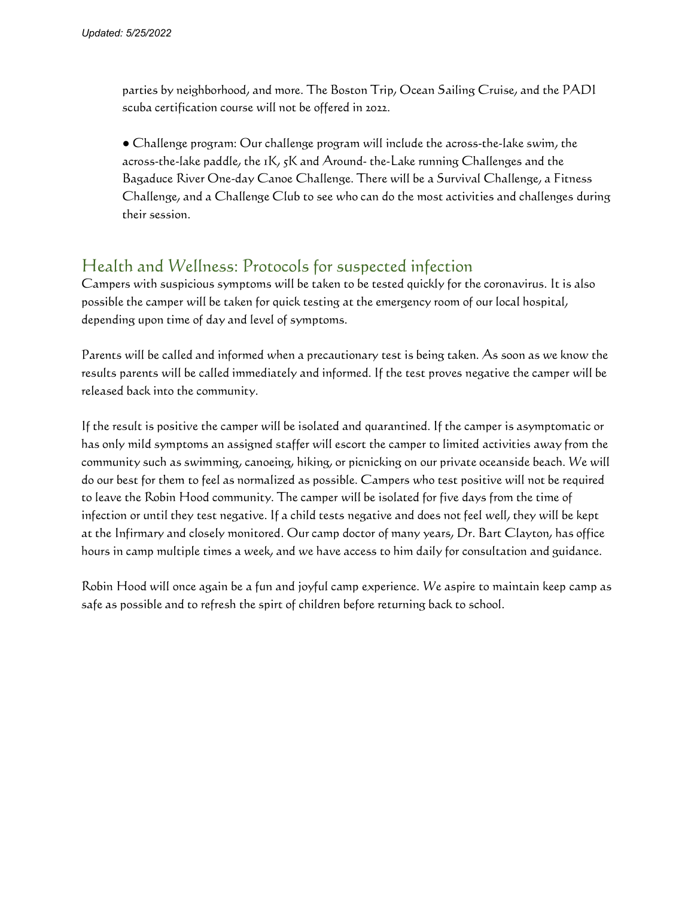parties by neighborhood, and more. The Boston Trip, Ocean Sailing Cruise, and the PADI scuba certification course will not be offered in 2022.

- Challenge program: Our challenge program will include the across-the-lake swim, the across-the-lake paddle, the 1K, 5K and Around- the-Lake running Challenges and the Bagaduce River One-day Canoe Challenge. There will be a Survival Challenge, a Fitness Challenge, and a Challenge Club to see who can do the most activities and challenges during their session.

## Health and Wellness: Protocols for suspected infection

Campers with suspicious symptoms will be taken to be tested quickly for the coronavirus. It is also possible the camper will be taken for quick testing at the emergency room of our local hospital, depending upon time of day and level of symptoms.

Parents will be called and informed when a precautionary test is being taken. As soon as we know the results parents will be called immediately and informed. If the test proves negative the camper will be released back into the community.

If the result is positive the camper will be isolated and quarantined. If the camper is asymptomatic or has only mild symptoms an assigned staffer will escort the camper to limited activities away from the community such as swimming, canoeing, hiking, or picnicking on our private oceanside beach. We will do our best for them to feel as normalized as possible. Campers who test positive will not be required to leave the Robin Hood community. The camper will be isolated for five days from the time of infection or until they test negative. If a child tests negative and does not feel well, they will be kept at the Infirmary and closely monitored. Our camp doctor of many years, Dr. Bart Clayton, has office hours in camp multiple times a week, and we have access to him daily for consultation and guidance.

Robin Hood will once again be a fun and joyful camp experience. We aspire to maintain keep camp as safe as possible and to refresh the spirt of children before returning back to school.